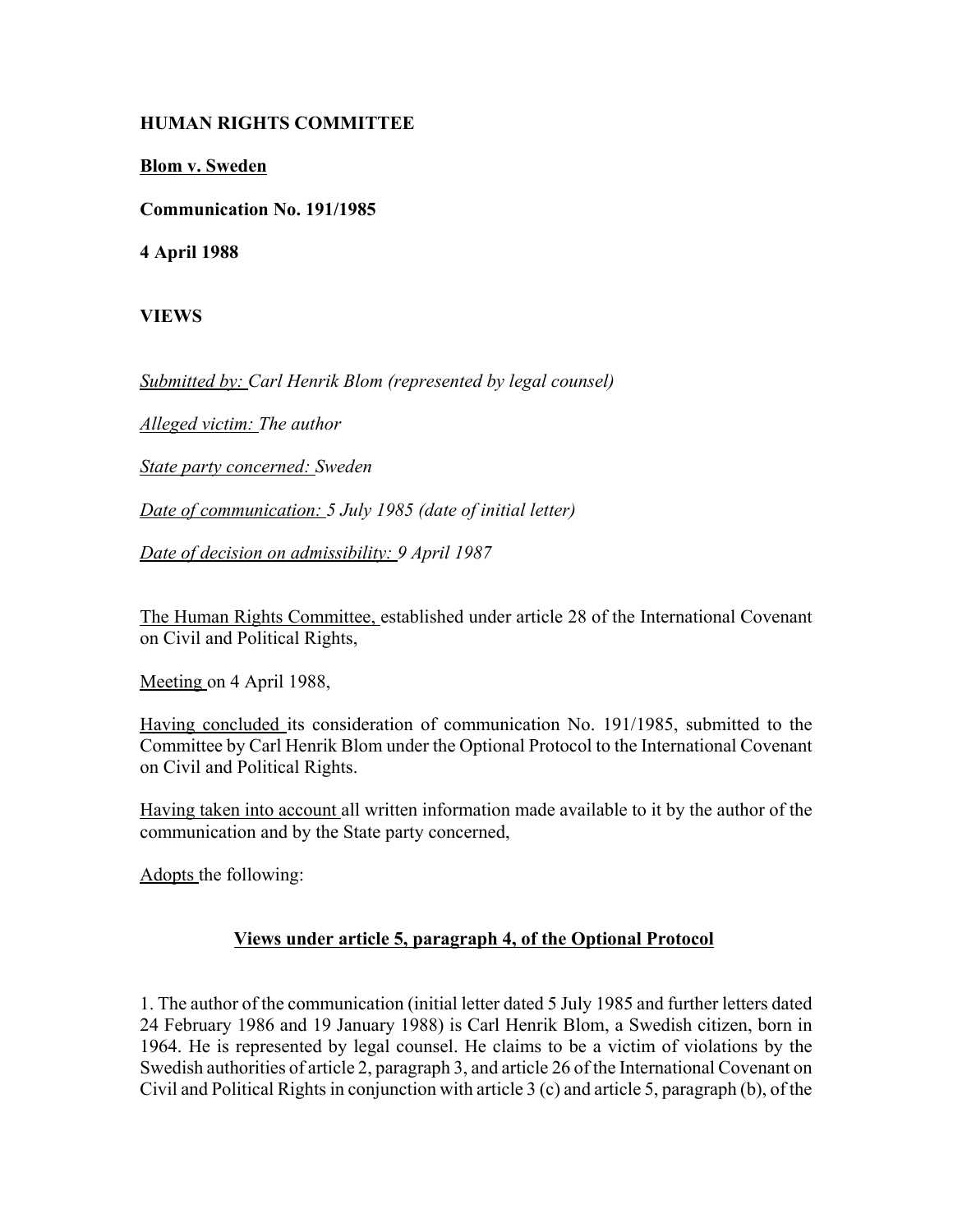**HUMAN RIGHTS COMMITTEE**

**Blom v. Sweden**

**Communication No. 191/1985**

**4 April 1988**

**VIEWS**

*Submitted by: Carl Henrik Blom (represented by legal counsel)*

*Alleged victim: The author*

*State party concerned: Sweden*

*Date of communication: 5 July 1985 (date of initial letter)*

*Date of decision on admissibility: 9 April 1987*

The Human Rights Committee, established under article 28 of the International Covenant on Civil and Political Rights,

Meeting on 4 April 1988,

Having concluded its consideration of communication No. 191/1985, submitted to the Committee by Carl Henrik Blom under the Optional Protocol to the International Covenant on Civil and Political Rights.

Having taken into account all written information made available to it by the author of the communication and by the State party concerned,

Adopts the following:

## Views under article 5, paragraph 4, of the Optional Protocol

1. The author of the communication (initial letter dated 5 July 1985 and further letters dated 24 February 1986 and 19 January 1988) is Carl Henrik Blom, a Swedish citizen, born in 1964. He is represented by legal counsel. He claims to be a victim of violations by the Swedish authorities of article 2, paragraph 3, and article 26 of the International Covenant on Civil and Political Rights in conjunction with article 3 (c) and article 5, paragraph (b), of the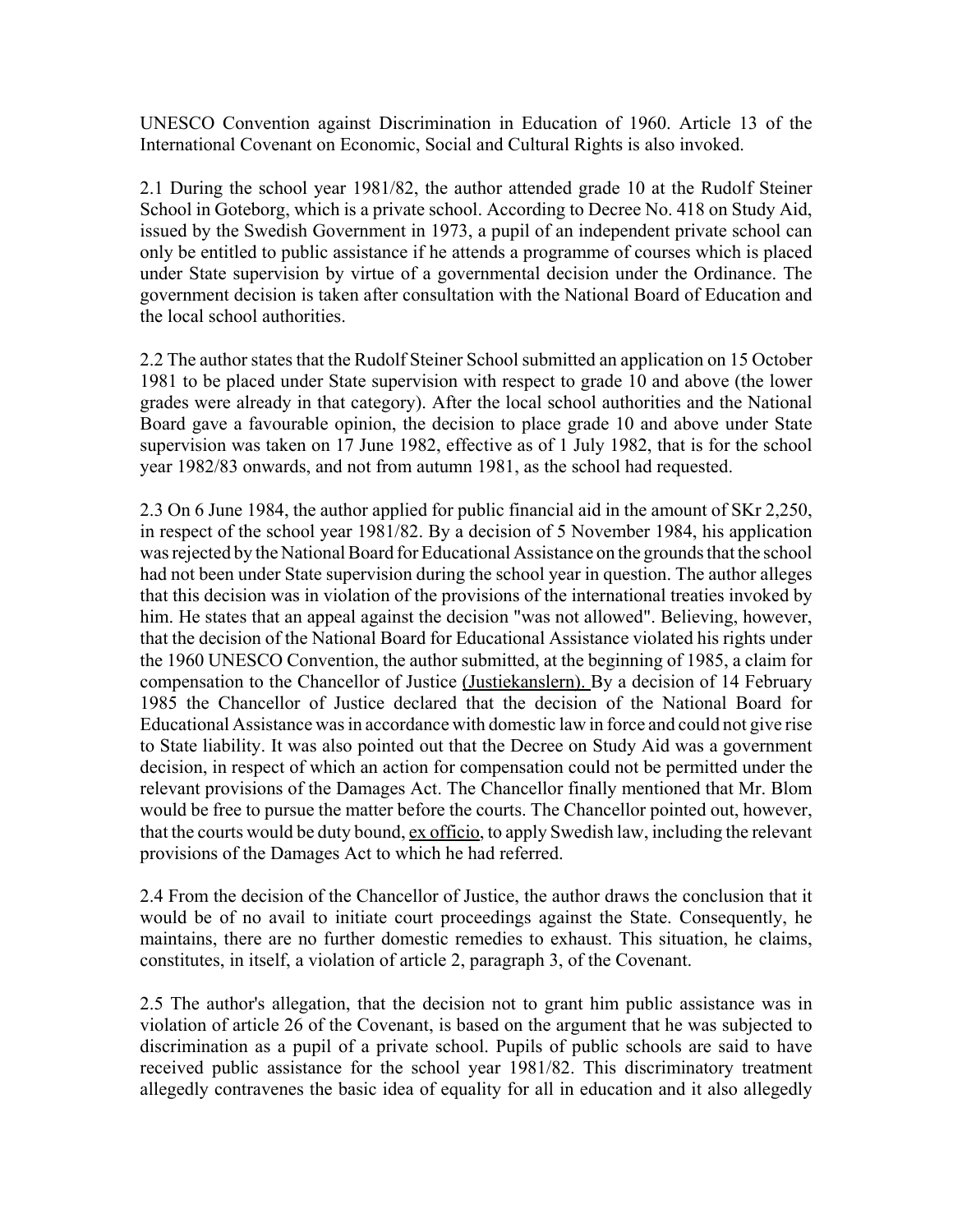UNESCO Convention against Discrimination in Education of 1960. Article 13 of the International Covenant on Economic, Social and Cultural Rights is also invoked.

2.1 During the school year 1981/82, the author attended grade 10 at the Rudolf Steiner School in Goteborg, which is a private school. According to Decree No. 418 on Study Aid, issued by the Swedish Government in 1973, a pupil of an independent private school can only be entitled to public assistance if he attends a programme of courses which is placed under State supervision by virtue of a governmental decision under the Ordinance. The government decision is taken after consultation with the National Board of Education and the local school authorities.

2.2 The author states that the Rudolf Steiner School submitted an application on 15 October 1981 to be placed under State supervision with respect to grade 10 and above (the lower grades were already in that category). After the local school authorities and the National Board gave a favourable opinion, the decision to place grade 10 and above under State supervision was taken on 17 June 1982, effective as of 1 July 1982, that is for the school year 1982/83 onwards, and not from autumn 1981, as the school had requested.

2.3 On 6 June 1984, the author applied for public financial aid in the amount of SKr 2,250, in respect of the school year 1981/82. By a decision of 5 November 1984, his application was rejected by the National Board for Educational Assistance on the grounds that the school had not been under State supervision during the school year in question. The author alleges that this decision was in violation of the provisions of the international treaties invoked by him. He states that an appeal against the decision "was not allowed". Believing, however, that the decision of the National Board for Educational Assistance violated his rights under the 1960 UNESCO Convention, the author submitted, at the beginning of 1985, a claim for compensation to the Chancellor of Justice (Justiekanslern). By a decision of 14 February 1985 the Chancellor of Justice declared that the decision of the National Board for Educational Assistance was in accordance with domestic law in force and could not give rise to State liability. It was also pointed out that the Decree on Study Aid was a government decision, in respect of which an action for compensation could not be permitted under the relevant provisions of the Damages Act. The Chancellor finally mentioned that Mr. Blom would be free to pursue the matter before the courts. The Chancellor pointed out, however, that the courts would be duty bound, ex officio, to apply Swedish law, including the relevant provisions of the Damages Act to which he had referred.

2.4 From the decision of the Chancellor of Justice, the author draws the conclusion that it would be of no avail to initiate court proceedings against the State. Consequently, he maintains, there are no further domestic remedies to exhaust. This situation, he claims, constitutes, in itself, a violation of article 2, paragraph 3, of the Covenant.

2.5 The author's allegation, that the decision not to grant him public assistance was in violation of article 26 of the Covenant, is based on the argument that he was subjected to discrimination as a pupil of a private school. Pupils of public schools are said to have received public assistance for the school year 1981/82. This discriminatory treatment allegedly contravenes the basic idea of equality for all in education and it also allegedly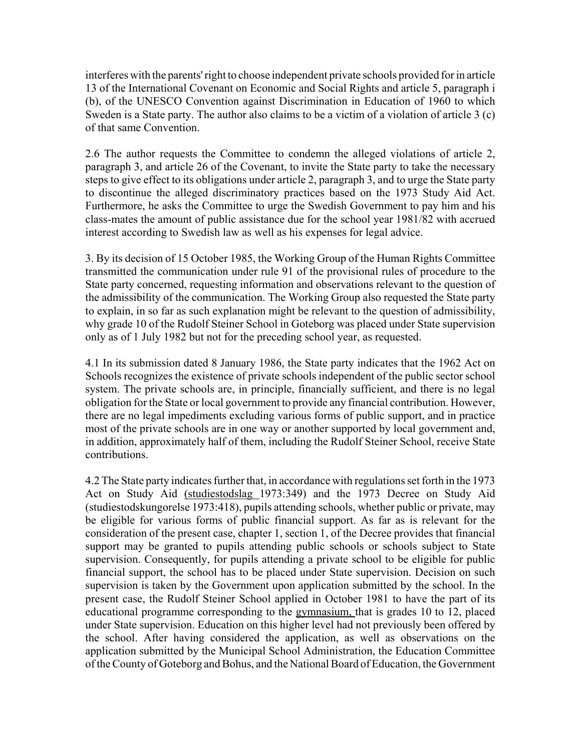interferes with the parents' right to choose independent private schools provided for in article 13 of the International Covenant on Economic and Social Rights and article 5, paragraph i (b), of the UNESCO Convention against Discrimination in Education of 1960 to which Sweden is a State party. The author also claims to be a victim of a violation of article 3 (c) of that same Convention.

2.6 The author requests the Committee to condemn the alleged violations of article 2, paragraph 3, and article 26 of the Covenant, to invite the State party to take the necessary steps to give effect to its obligations under article 2, paragraph 3, and to urge the State party to discontinue the alleged discriminatory practices based on the 1973 Study Aid Act. Furthermore, he asks the Committee to urge the Swedish Government to pay him and his class-mates the amount of public assistance due for the school year 1981/82 with accrued interest according to Swedish law as well as his expenses for legal advice.

3. By its decision of 15 October 1985, the Working Group of the Human Rights Committee transmitted the communication under rule 91 of the provisional rules of procedure to the State party concerned, requesting information and observations relevant to the question of the admissibility of the communication. The Working Group also requested the State party to explain, in so far as such explanation might be relevant to the question of admissibility, why grade 10 of the Rudolf Steiner School in Goteborg was placed under State supervision only as of 1 July 1982 but not for the preceding school year, as requested.

4.1 In its submission dated 8 January 1986, the State party indicates that the 1962 Act on Schools recognizes the existence of private schools independent of the public sector school system. The private schools are, in principle, financially sufficient, and there is no legal obligation for the State or local government to provide any financial contribution. However, there are no legal impediments excluding various forms of public support, and in practice most of the private schools are in one way or another supported by local government and, in addition, approximately half of them, including the Rudolf Steiner School, receive State contributions.

4.2 The State party indicates further that, in accordance with regulations set forth in the 1973 Act on Study Aid (studiestodslag 1973:349) and the 1973 Decree on Study Aid (studiestodskungorelse 1973:418), pupils attending schools, whether public or private, may be eligible for various forms of public financial support. As far as is relevant for the consideration of the present case, chapter 1, section 1, of the Decree provides that financial support may be granted to pupils attending public schools or schools subject to State supervision. Consequently, for pupils attending a private school to be eligible for public financial support, the school has to be placed under State supervision. Decision on such supervision is taken by the Government upon application submitted by the school. In the present case, the Rudolf Steiner School applied in October 1981 to have the part of its educational programme corresponding to the gymnasium, that is grades 10 to 12, placed under State supervision. Education on this higher level had not previously been offered by the school. After having considered the application, as well as observations on the application submitted by the Municipal School Administration, the Education Committee of the County of Goteborg and Bohus, and the National Board of Education, the Government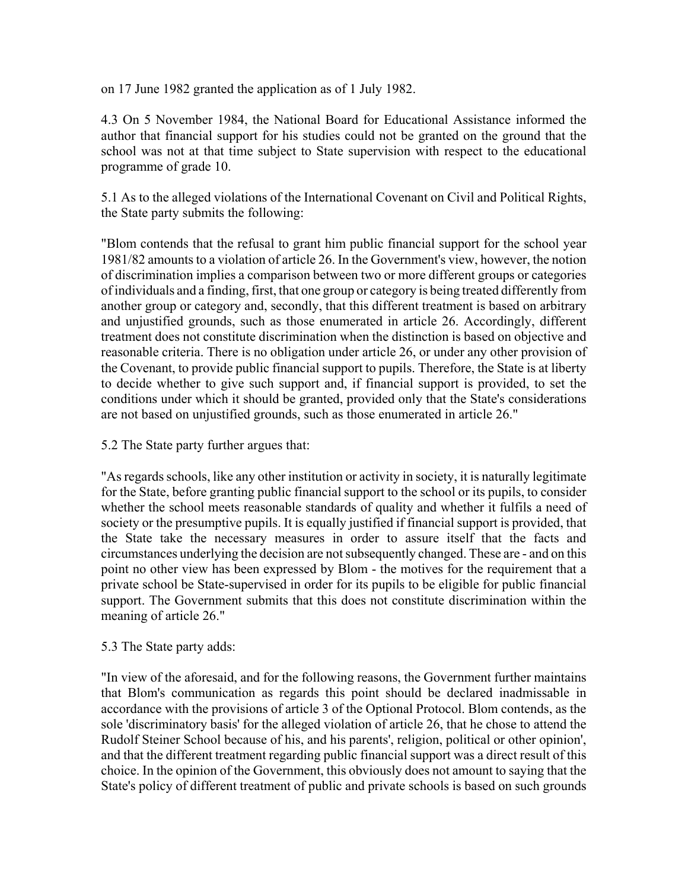on 17 June 1982 granted the application as of 1 July 1982.

4.3 On 5 November 1984, the National Board for Educational Assistance informed the author that financial support for his studies could not be granted on the ground that the school was not at that time subject to State supervision with respect to the educational programme of grade 10.

5.1 As to the alleged violations of the International Covenant on Civil and Political Rights, the State party submits the following:

"Blom contends that the refusal to grant him public financial support for the school year 1981/82 amounts to a violation of article 26. In the Government's view, however, the notion of discrimination implies a comparison between two or more different groups or categories of individuals and a finding, first, that one group or category is being treated differently from another group or category and, secondly, that this different treatment is based on arbitrary and unjustified grounds, such as those enumerated in article 26. Accordingly, different treatment does not constitute discrimination when the distinction is based on objective and reasonable criteria. There is no obligation under article 26, or under any other provision of the Covenant, to provide public financial support to pupils. Therefore, the State is at liberty to decide whether to give such support and, if financial support is provided, to set the conditions under which it should be granted, provided only that the State's considerations are not based on unjustified grounds, such as those enumerated in article 26."

5.2 The State party further argues that:

"As regards schools, like any other institution or activity in society, it is naturally legitimate for the State, before granting public financial support to the school or its pupils, to consider whether the school meets reasonable standards of quality and whether it fulfils a need of society or the presumptive pupils. It is equally justified if financial support is provided, that the State take the necessary measures in order to assure itself that the facts and circumstances underlying the decision are not subsequently changed. These are - and on this point no other view has been expressed by Blom - the motives for the requirement that a private school be State-supervised in order for its pupils to be eligible for public financial support. The Government submits that this does not constitute discrimination within the meaning of article 26."

5.3 The State party adds:

"In view of the aforesaid, and for the following reasons, the Government further maintains that Blom's communication as regards this point should be declared inadmissable in accordance with the provisions of article 3 of the Optional Protocol. Blom contends, as the sole 'discriminatory basis' for the alleged violation of article 26, that he chose to attend the Rudolf Steiner School because of his, and his parents', religion, political or other opinion', and that the different treatment regarding public financial support was a direct result of this choice. In the opinion of the Government, this obviously does not amount to saying that the State's policy of different treatment of public and private schools is based on such grounds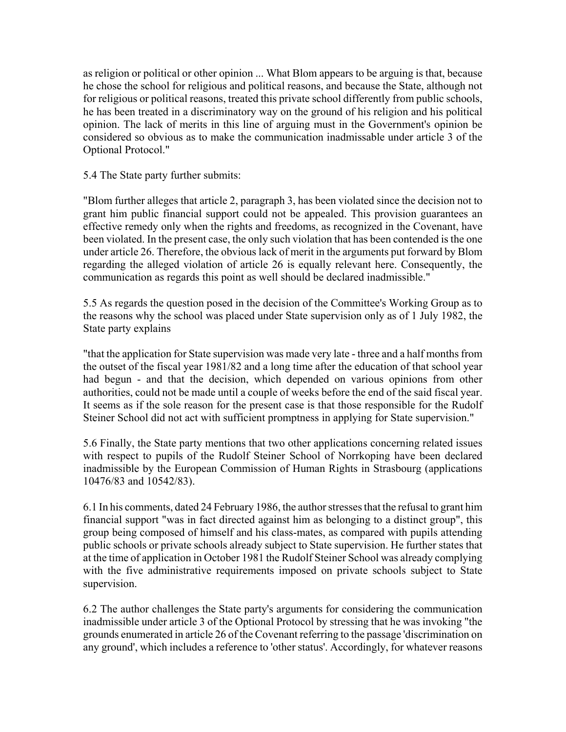as religion or political or other opinion ... What Blom appears to be arguing is that, because he chose the school for religious and political reasons, and because the State, although not for religious or political reasons, treated this private school differently from public schools, he has been treated in a discriminatory way on the ground of his religion and his political opinion. The lack of merits in this line of arguing must in the Government's opinion be considered so obvious as to make the communication inadmissable under article 3 of the Optional Protocol."

5.4 The State party further submits:

"Blom further alleges that article 2, paragraph 3, has been violated since the decision not to grant him public financial support could not be appealed. This provision guarantees an effective remedy only when the rights and freedoms, as recognized in the Covenant, have been violated. In the present case, the only such violation that has been contended is the one under article 26. Therefore, the obvious lack of merit in the arguments put forward by Blom regarding the alleged violation of article 26 is equally relevant here. Consequently, the communication as regards this point as well should be declared inadmissible."

5.5 As regards the question posed in the decision of the Committee's Working Group as to the reasons why the school was placed under State supervision only as of 1 July 1982, the State party explains

"that the application for State supervision was made very late - three and a half months from the outset of the fiscal year 1981/82 and a long time after the education of that school year had begun - and that the decision, which depended on various opinions from other authorities, could not be made until a couple of weeks before the end of the said fiscal year. It seems as if the sole reason for the present case is that those responsible for the Rudolf Steiner School did not act with sufficient promptness in applying for State supervision."

5.6 Finally, the State party mentions that two other applications concerning related issues with respect to pupils of the Rudolf Steiner School of Norrkoping have been declared inadmissible by the European Commission of Human Rights in Strasbourg (applications 10476/83 and 10542/83).

6.1 In his comments, dated 24 February 1986, the author stresses that the refusal to grant him financial support "was in fact directed against him as belonging to a distinct group", this group being composed of himself and his class-mates, as compared with pupils attending public schools or private schools already subject to State supervision. He further states that at the time of application in October 1981 the Rudolf Steiner School was already complying with the five administrative requirements imposed on private schools subject to State supervision.

6.2 The author challenges the State party's arguments for considering the communication inadmissible under article 3 of the Optional Protocol by stressing that he was invoking "the grounds enumerated in article 26 of the Covenant referring to the passage 'discrimination on any ground', which includes a reference to 'other status'. Accordingly, for whatever reasons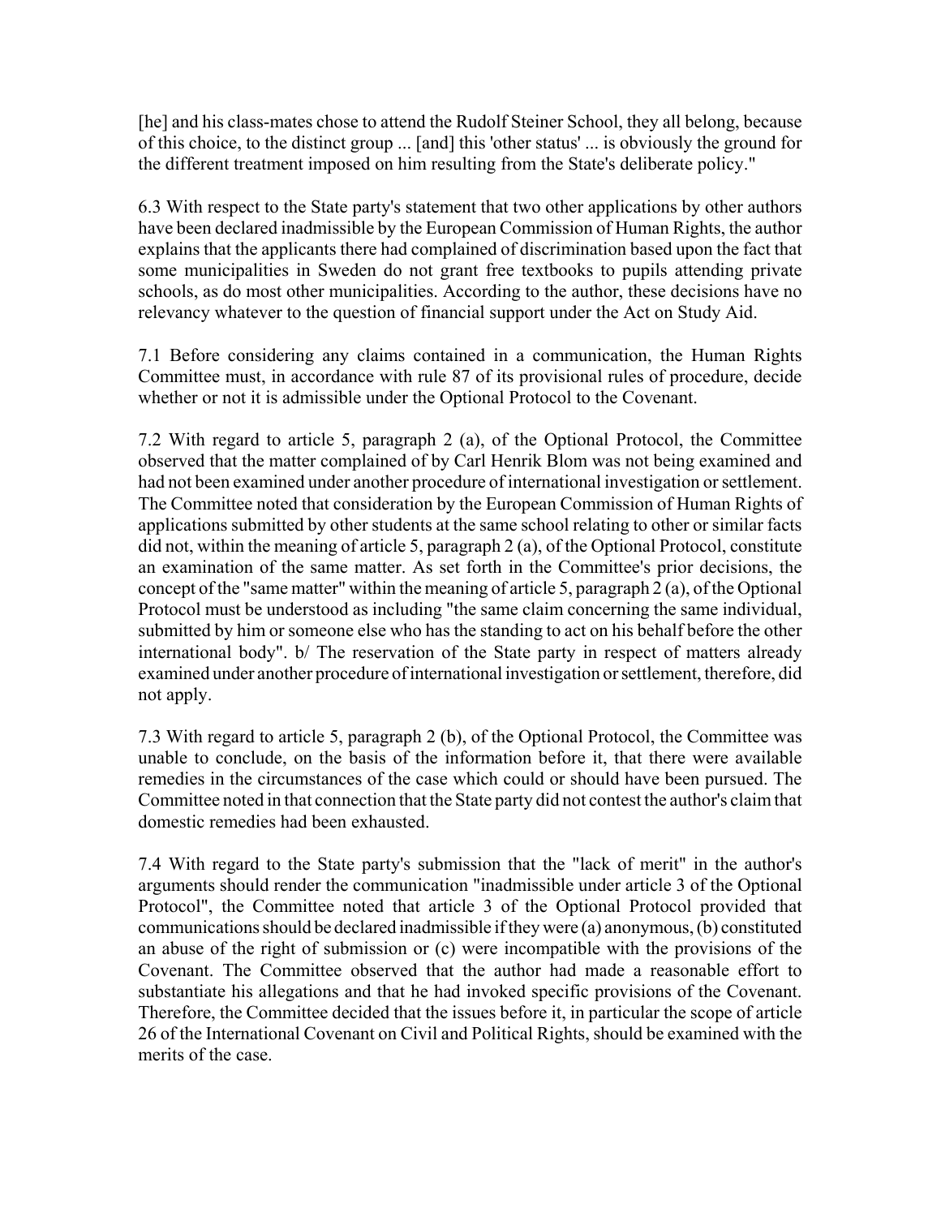[he] and his class-mates chose to attend the Rudolf Steiner School, they all belong, because of this choice, to the distinct group ... [and] this 'other status' ... is obviously the ground for the different treatment imposed on him resulting from the State's deliberate policy."

6.3 With respect to the State party's statement that two other applications by other authors have been declared inadmissible by the European Commission of Human Rights, the author explains that the applicants there had complained of discrimination based upon the fact that some municipalities in Sweden do not grant free textbooks to pupils attending private schools, as do most other municipalities. According to the author, these decisions have no relevancy whatever to the question of financial support under the Act on Study Aid.

7.1 Before considering any claims contained in a communication, the Human Rights Committee must, in accordance with rule 87 of its provisional rules of procedure, decide whether or not it is admissible under the Optional Protocol to the Covenant.

7.2 With regard to article 5, paragraph 2 (a), of the Optional Protocol, the Committee observed that the matter complained of by Carl Henrik Blom was not being examined and had not been examined under another procedure of international investigation or settlement. The Committee noted that consideration by the European Commission of Human Rights of applications submitted by other students at the same school relating to other or similar facts did not, within the meaning of article 5, paragraph 2 (a), of the Optional Protocol, constitute an examination of the same matter. As set forth in the Committee's prior decisions, the concept of the "same matter" within the meaning of article 5, paragraph 2 (a), of the Optional Protocol must be understood as including "the same claim concerning the same individual, submitted by him or someone else who has the standing to act on his behalf before the other international body". b/ The reservation of the State party in respect of matters already examined under another procedure of international investigation or settlement, therefore, did not apply.

7.3 With regard to article 5, paragraph 2 (b), of the Optional Protocol, the Committee was unable to conclude, on the basis of the information before it, that there were available remedies in the circumstances of the case which could or should have been pursued. The Committee noted in that connection that the State party did not contest the author's claim that domestic remedies had been exhausted.

7.4 With regard to the State party's submission that the "lack of merit" in the author's arguments should render the communication "inadmissible under article 3 of the Optional Protocol", the Committee noted that article 3 of the Optional Protocol provided that communications should be declared inadmissible if they were (a) anonymous, (b) constituted an abuse of the right of submission or (c) were incompatible with the provisions of the Covenant. The Committee observed that the author had made a reasonable effort to substantiate his allegations and that he had invoked specific provisions of the Covenant. Therefore, the Committee decided that the issues before it, in particular the scope of article 26 of the International Covenant on Civil and Political Rights, should be examined with the merits of the case.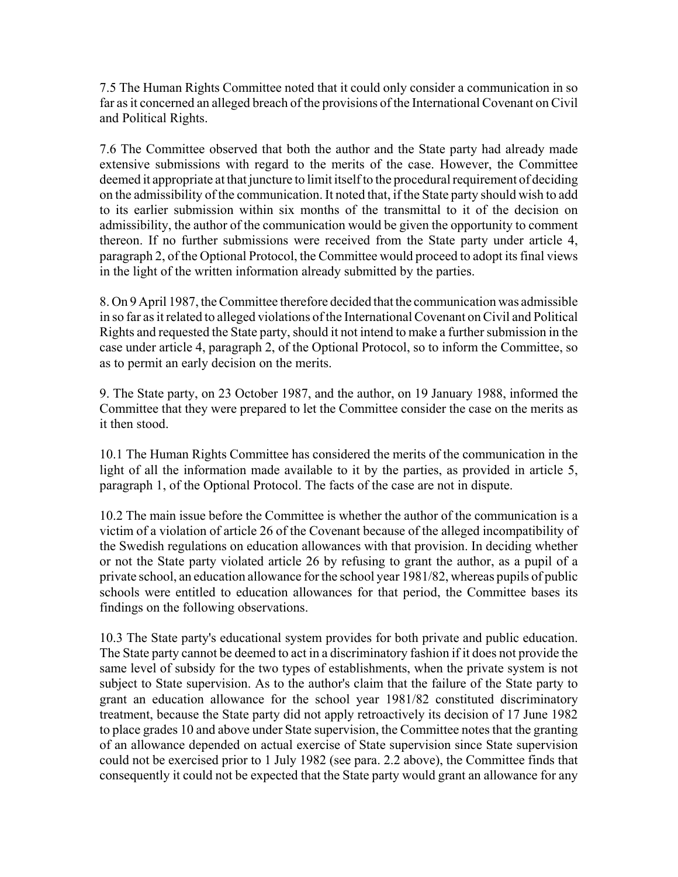7.5 The Human Rights Committee noted that it could only consider a communication in so far as it concerned an alleged breach of the provisions of the International Covenant on Civil and Political Rights.

7.6 The Committee observed that both the author and the State party had already made extensive submissions with regard to the merits of the case. However, the Committee deemed it appropriate at that juncture to limit itself to the procedural requirement of deciding on the admissibility of the communication. It noted that, if the State party should wish to add to its earlier submission within six months of the transmittal to it of the decision on admissibility, the author of the communication would be given the opportunity to comment thereon. If no further submissions were received from the State party under article 4, paragraph 2, of the Optional Protocol, the Committee would proceed to adopt its final views in the light of the written information already submitted by the parties.

8. On 9 April 1987, the Committee therefore decided that the communication was admissible in so far as it related to alleged violations of the International Covenant on Civil and Political Rights and requested the State party, should it not intend to make a further submission in the case under article 4, paragraph 2, of the Optional Protocol, so to inform the Committee, so as to permit an early decision on the merits.

9. The State party, on 23 October 1987, and the author, on 19 January 1988, informed the Committee that they were prepared to let the Committee consider the case on the merits as it then stood.

10.1 The Human Rights Committee has considered the merits of the communication in the light of all the information made available to it by the parties, as provided in article 5, paragraph 1, of the Optional Protocol. The facts of the case are not in dispute.

10.2 The main issue before the Committee is whether the author of the communication is a victim of a violation of article 26 of the Covenant because of the alleged incompatibility of the Swedish regulations on education allowances with that provision. In deciding whether or not the State party violated article 26 by refusing to grant the author, as a pupil of a private school, an education allowance for the school year 1981/82, whereas pupils of public schools were entitled to education allowances for that period, the Committee bases its findings on the following observations.

10.3 The State party's educational system provides for both private and public education. The State party cannot be deemed to act in a discriminatory fashion if it does not provide the same level of subsidy for the two types of establishments, when the private system is not subject to State supervision. As to the author's claim that the failure of the State party to grant an education allowance for the school year 1981/82 constituted discriminatory treatment, because the State party did not apply retroactively its decision of 17 June 1982 to place grades 10 and above under State supervision, the Committee notes that the granting of an allowance depended on actual exercise of State supervision since State supervision could not be exercised prior to 1 July 1982 (see para. 2.2 above), the Committee finds that consequently it could not be expected that the State party would grant an allowance for any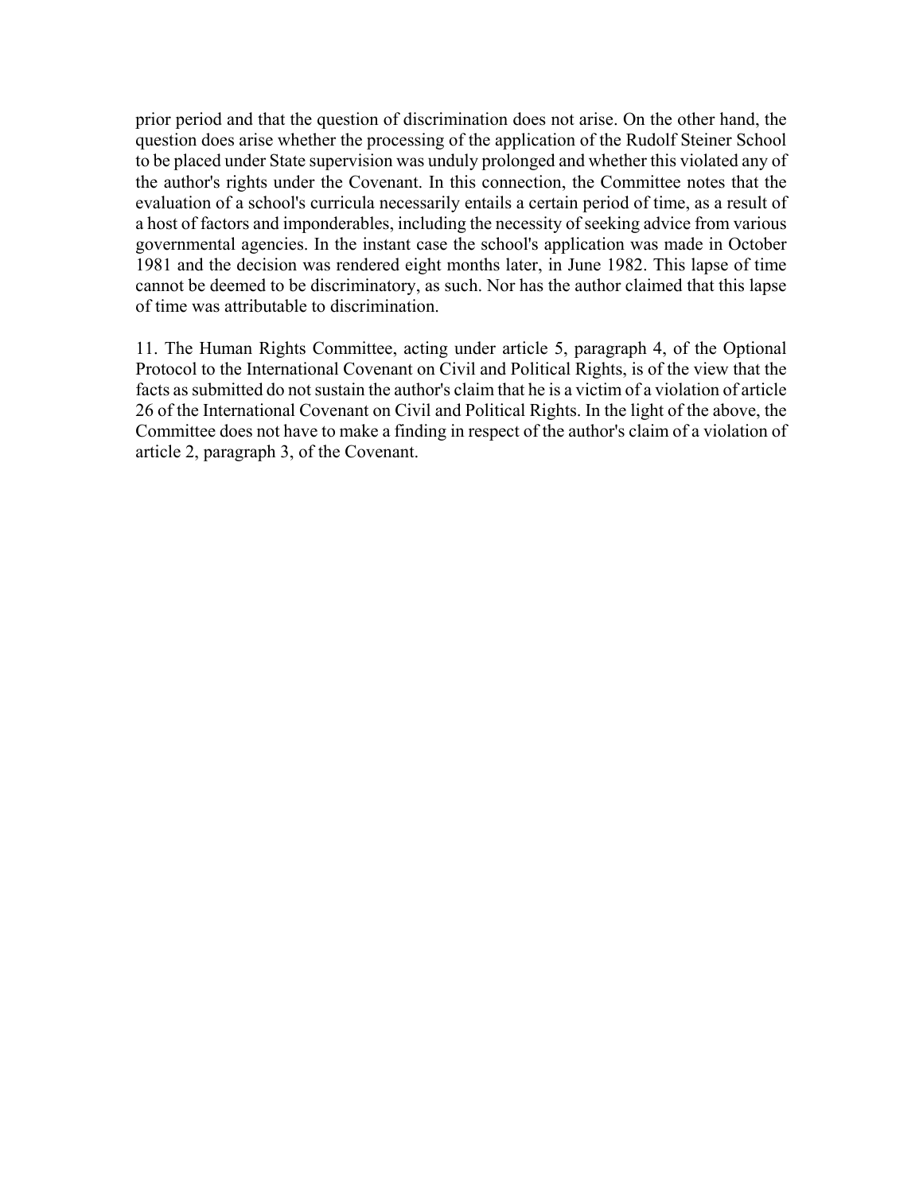prior period and that the question of discrimination does not arise. On the other hand, the question does arise whether the processing of the application of the Rudolf Steiner School to be placed under State supervision was unduly prolonged and whether this violated any of the author's rights under the Covenant. In this connection, the Committee notes that the evaluation of a school's curricula necessarily entails a certain period of time, as a result of a host of factors and imponderables, including the necessity of seeking advice from various governmental agencies. In the instant case the school's application was made in October 1981 and the decision was rendered eight months later, in June 1982. This lapse of time cannot be deemed to be discriminatory, as such. Nor has the author claimed that this lapse of time was attributable to discrimination.

11. The Human Rights Committee, acting under article 5, paragraph 4, of the Optional Protocol to the International Covenant on Civil and Political Rights, is of the view that the facts as submitted do not sustain the author's claim that he is a victim of a violation of article 26 of the International Covenant on Civil and Political Rights. In the light of the above, the Committee does not have to make a finding in respect of the author's claim of a violation of article 2, paragraph 3, of the Covenant.